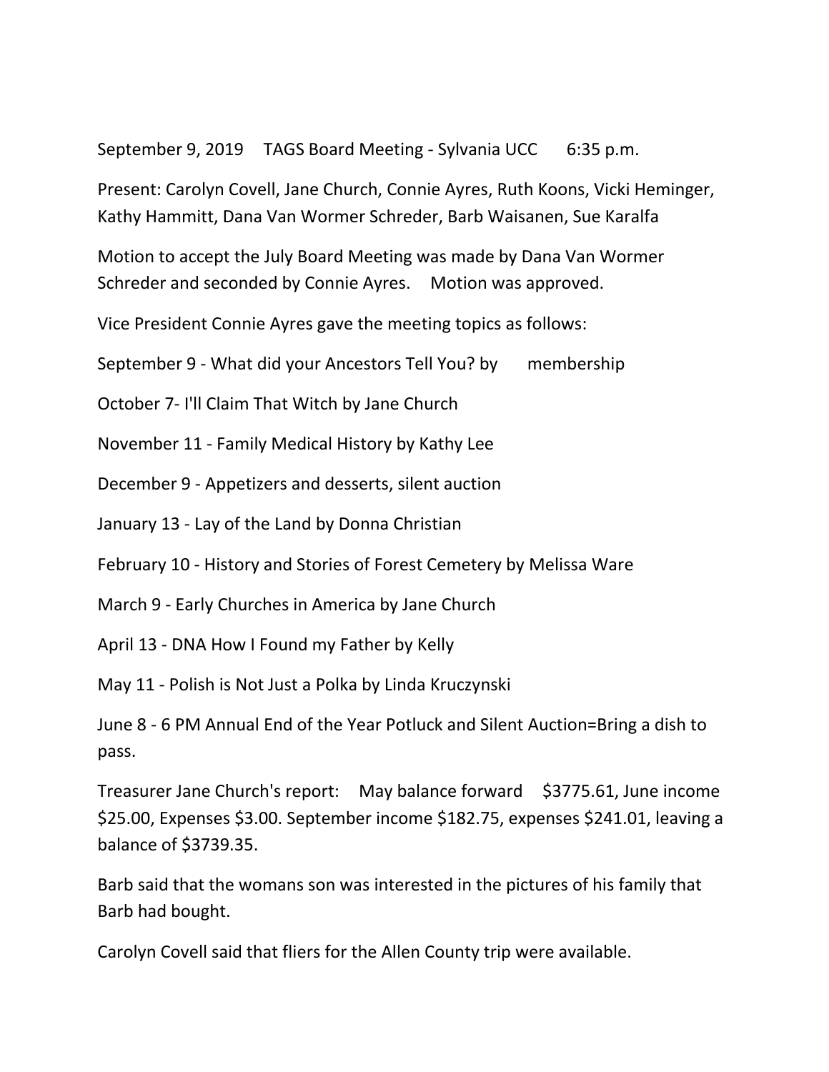September 9, 2019 TAGS Board Meeting - Sylvania UCC 6:35 p.m.

Present: Carolyn Covell, Jane Church, Connie Ayres, Ruth Koons, Vicki Heminger, Kathy Hammitt, Dana Van Wormer Schreder, Barb Waisanen, Sue Karalfa

Motion to accept the July Board Meeting was made by Dana Van Wormer Schreder and seconded by Connie Ayres. Motion was approved.

Vice President Connie Ayres gave the meeting topics as follows:

September 9 - What did your Ancestors Tell You? by membership

October 7- I'll Claim That Witch by Jane Church

November 11 - Family Medical History by Kathy Lee

December 9 - Appetizers and desserts, silent auction

January 13 - Lay of the Land by Donna Christian

February 10 - History and Stories of Forest Cemetery by Melissa Ware

March 9 - Early Churches in America by Jane Church

April 13 - DNA How I Found my Father by Kelly

May 11 - Polish is Not Just a Polka by Linda Kruczynski

June 8 - 6 PM Annual End of the Year Potluck and Silent Auction=Bring a dish to pass.

Treasurer Jane Church's report: May balance forward $3775.61, June income $25.00, Expenses $3.00. September income $182.75, expenses $241.01, leaving a balance of $3739.35.

Barb said that the womans son was interested in the pictures of his family that Barb had bought.

Carolyn Covell said that fliers for the Allen County trip were available.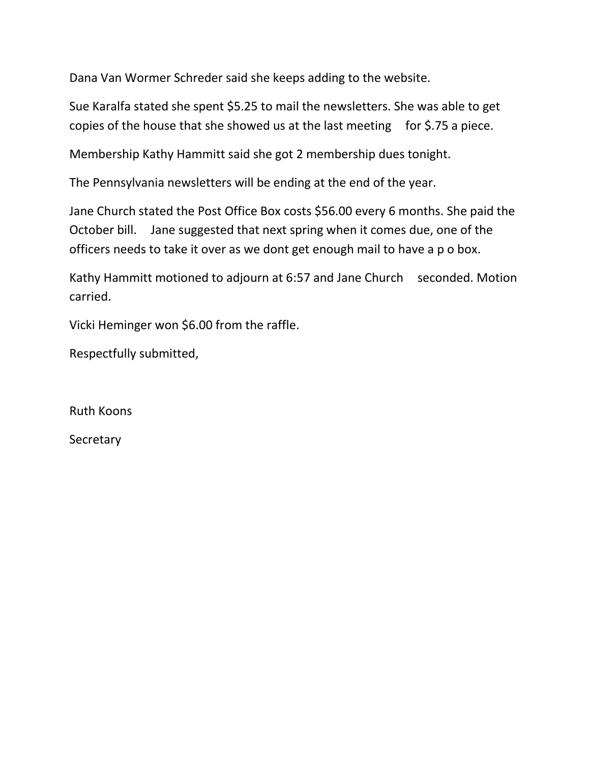Dana Van Wormer Schreder said she keeps adding to the website.

Sue Karalfa stated she spent $5.25 to mail the newsletters. She was able to get copies of the house that she showed us at the last meeting for $.75 a piece.

Membership Kathy Hammitt said she got 2 membership dues tonight.

The Pennsylvania newsletters will be ending at the end of the year.

Jane Church stated the Post Office Box costs $56.00 every 6 months. She paid the October bill. Jane suggested that next spring when it comes due, one of the officers needs to take it over as we dont get enough mail to have a p o box.

Kathy Hammitt motioned to adjourn at 6:57 and Jane Church seconded. Motion carried.

Vicki Heminger won $6.00 from the raffle.

Respectfully submitted,

Ruth Koons

Secretary